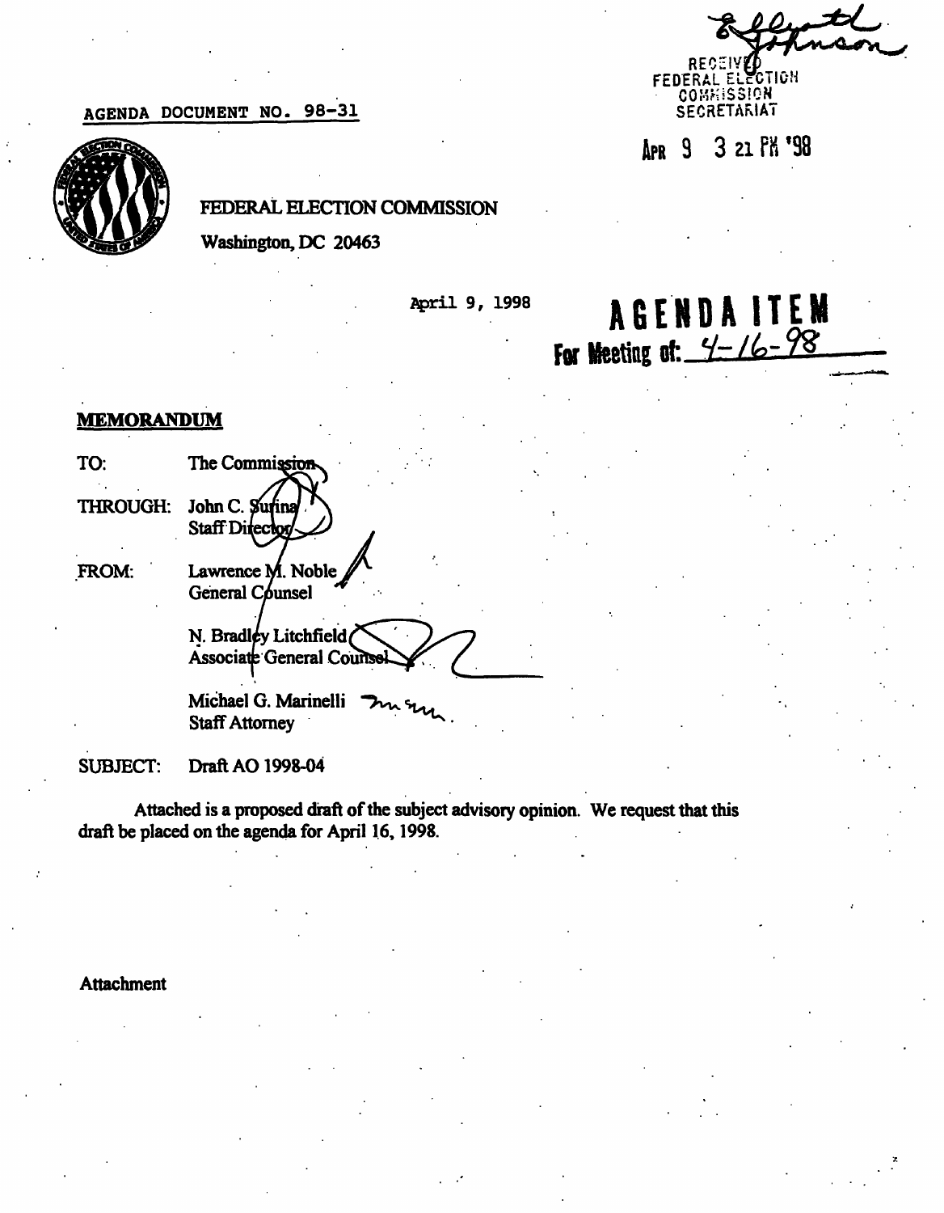AGENDA DOCUMENT NO. 98-31

RECEIVED
FEDERAL ELECTION COMMISSION
SECRETARIAT

APR 9 3 21 PM '98

FEDERAL ELECTION COMMISSION
Washington, DC 20463

April 9, 1998

**AGENDA ITEM**
**For Meeting of: 4-16-98**

## MEMORANDUM

TO: The Commission

THROUGH: John C. Surina
Staff Director

FROM: Lawrence M. Noble
General Counsel

N. Bradley Litchfield
Associate General Counsel

Michael G. Marinelli
Staff Attorney

SUBJECT: Draft AO 1998-04

Attached is a proposed draft of the subject advisory opinion. We request that this draft be placed on the agenda for April 16, 1998.

Attachment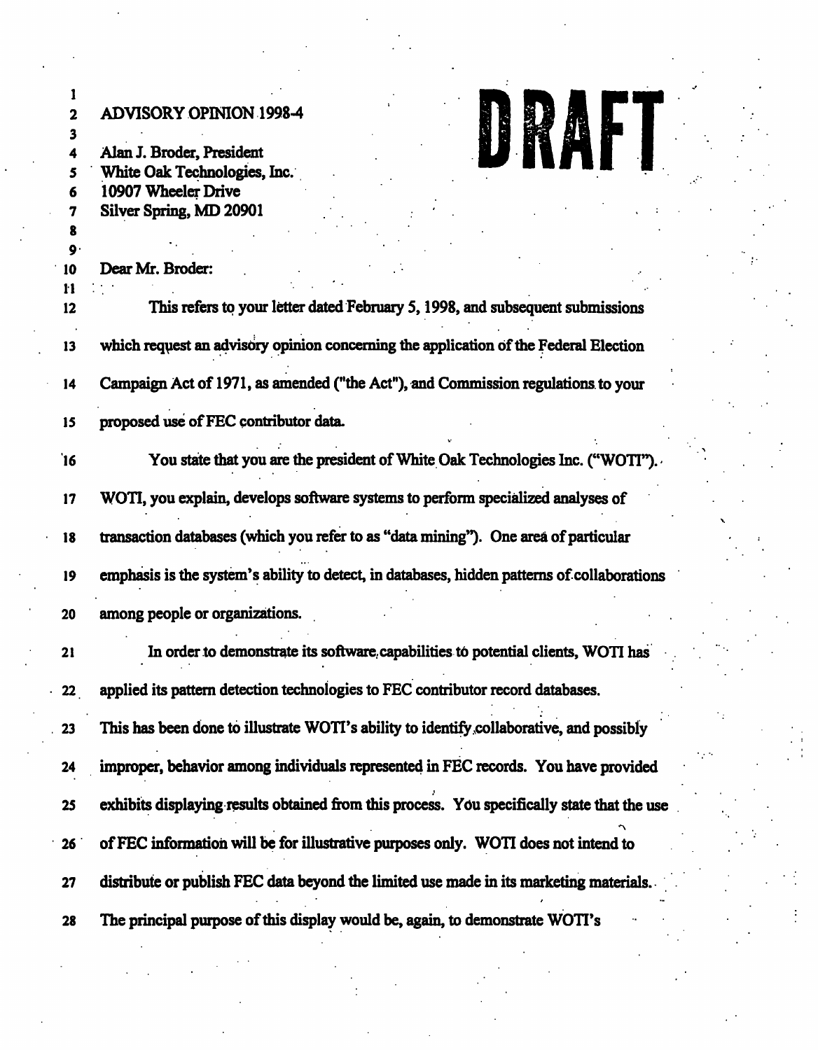ADVISORY OPINION 1998-4

**DRAFT**

Alan J. Broder, President
White Oak Technologies, Inc.
10907 Wheeler Drive
Silver Spring, MD 20901

Dear Mr. Broder:

This refers to your letter dated February 5, 1998, and subsequent submissions which request an advisory opinion concerning the application of the Federal Election Campaign Act of 1971, as amended ("the Act"), and Commission regulations to your proposed use of FEC contributor data.

You state that you are the president of White Oak Technologies Inc. ("WOTI"). WOTI, you explain, develops software systems to perform specialized analyses of transaction databases (which you refer to as "data mining"). One area of particular emphasis is the system's ability to detect, in databases, hidden patterns of collaborations among people or organizations.

In order to demonstrate its software capabilities to potential clients, WOTI has applied its pattern detection technologies to FEC contributor record databases. This has been done to illustrate WOTI's ability to identify collaborative, and possibly improper, behavior among individuals represented in FEC records. You have provided exhibits displaying results obtained from this process. You specifically state that the use of FEC information will be for illustrative purposes only. WOTI does not intend to distribute or publish FEC data beyond the limited use made in its marketing materials. The principal purpose of this display would be, again, to demonstrate WOTI's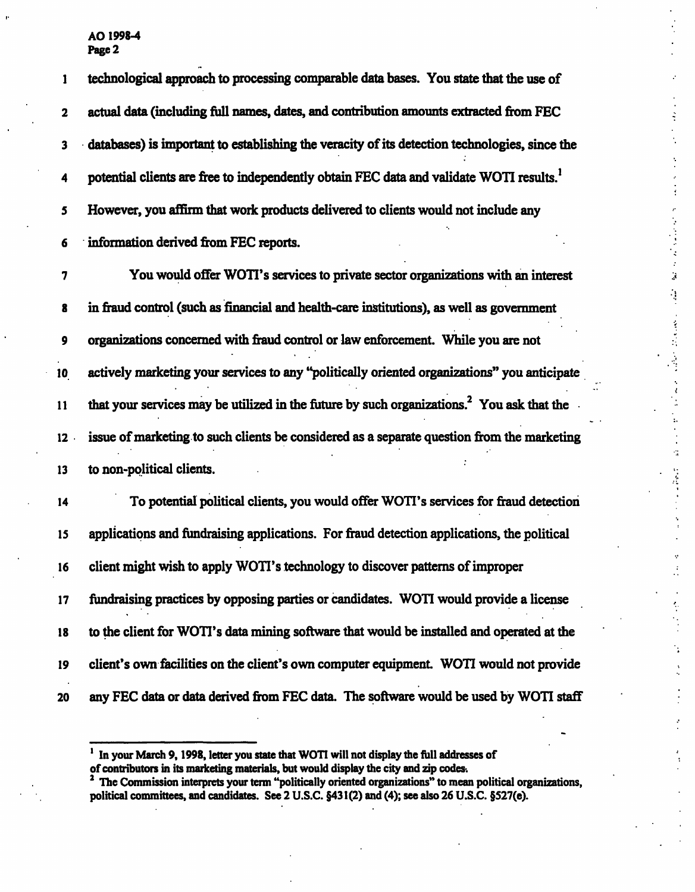technological approach to processing comparable data bases. You state that the use of actual data (including full names, dates, and contribution amounts extracted from FEC databases) is important to establishing the veracity of its detection technologies, since the potential clients are free to independently obtain FEC data and validate WOTI results.[1] However, you affirm that work products delivered to clients would not include any information derived from FEC reports.

You would offer WOTI's services to private sector organizations with an interest in fraud control (such as financial and health-care institutions), as well as government organizations concerned with fraud control or law enforcement. While you are not actively marketing your services to any "politically oriented organizations" you anticipate that your services may be utilized in the future by such organizations.[2] You ask that the issue of marketing to such clients be considered as a separate question from the marketing to non-political clients.

To potential political clients, you would offer WOTI's services for fraud detection applications and fundraising applications. For fraud detection applications, the political client might wish to apply WOTI's technology to discover patterns of improper fundraising practices by opposing parties or candidates. WOTI would provide a license to the client for WOTI's data mining software that would be installed and operated at the client's own facilities on the client's own computer equipment. WOTI would not provide any FEC data or data derived from FEC data. The software would be used by WOTI staff

---

[1] In your March 9, 1998, letter you state that WOTI will not display the full addresses of of contributors in its marketing materials, but would display the city and zip codes.

[2] The Commission interprets your term "politically oriented organizations" to mean political organizations, political committees, and candidates. See 2 U.S.C. §431(2) and (4); see also 26 U.S.C. §527(e).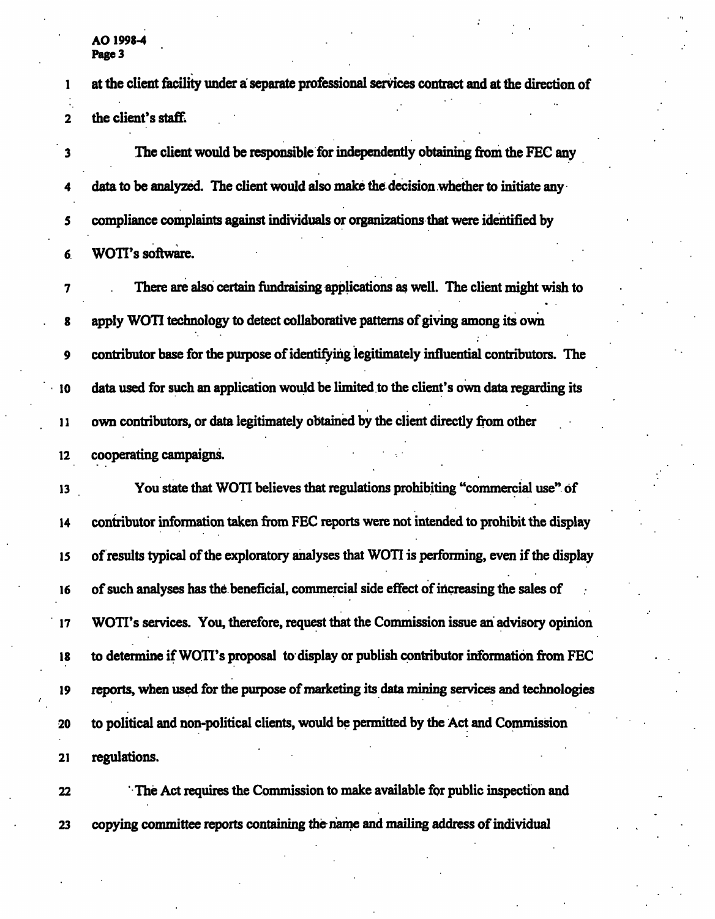at the client facility under a separate professional services contract and at the direction of the client's staff.

The client would be responsible for independently obtaining from the FEC any data to be analyzed. The client would also make the decision whether to initiate any compliance complaints against individuals or organizations that were identified by WOTI's software.

There are also certain fundraising applications as well. The client might wish to apply WOTI technology to detect collaborative patterns of giving among its own contributor base for the purpose of identifying legitimately influential contributors. The data used for such an application would be limited to the client's own data regarding its own contributors, or data legitimately obtained by the client directly from other cooperating campaigns.

You state that WOTI believes that regulations prohibiting "commercial use" of contributor information taken from FEC reports were not intended to prohibit the display of results typical of the exploratory analyses that WOTI is performing, even if the display of such analyses has the beneficial, commercial side effect of increasing the sales of WOTI's services. You, therefore, request that the Commission issue an advisory opinion to determine if WOTI's proposal to display or publish contributor information from FEC reports, when used for the purpose of marketing its data mining services and technologies to political and non-political clients, would be permitted by the Act and Commission regulations.

The Act requires the Commission to make available for public inspection and copying committee reports containing the name and mailing address of individual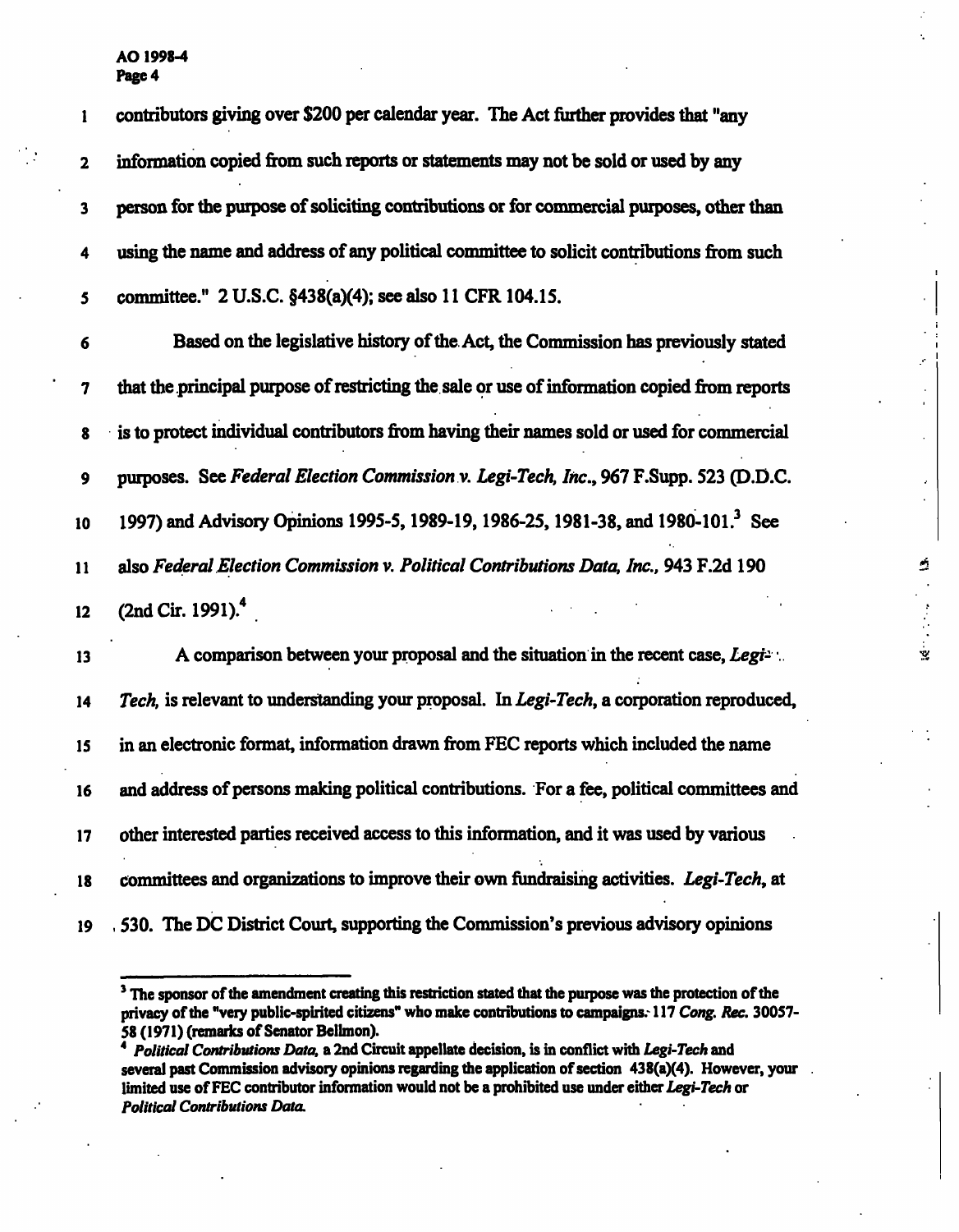contributors giving over $200 per calendar year. The Act further provides that "any information copied from such reports or statements may not be sold or used by any person for the purpose of soliciting contributions or for commercial purposes, other than using the name and address of any political committee to solicit contributions from such committee." 2 U.S.C. §438(a)(4); see also 11 CFR 104.15.

Based on the legislative history of the Act, the Commission has previously stated that the principal purpose of restricting the sale or use of information copied from reports is to protect individual contributors from having their names sold or used for commercial purposes. See *Federal Election Commission v. Legi-Tech, Inc.*, 967 F.Supp. 523 (D.D.C. 1997) and Advisory Opinions 1995-5, 1989-19, 1986-25, 1981-38, and 1980-101.[3] See also *Federal Election Commission v. Political Contributions Data, Inc.*, 943 F.2d 190 (2nd Cir. 1991).[4]

A comparison between your proposal and the situation in the recent case, *Legi-Tech*, is relevant to understanding your proposal. In *Legi-Tech*, a corporation reproduced, in an electronic format, information drawn from FEC reports which included the name and address of persons making political contributions. For a fee, political committees and other interested parties received access to this information, and it was used by various committees and organizations to improve their own fundraising activities. *Legi-Tech*, at 530. The DC District Court, supporting the Commission's previous advisory opinions

---

[3] The sponsor of the amendment creating this restriction stated that the purpose was the protection of the privacy of the "very public-spirited citizens" who make contributions to campaigns. 117 *Cong. Rec.* 30057-58 (1971) (remarks of Senator Bellmon).

[4] *Political Contributions Data*, a 2nd Circuit appellate decision, is in conflict with *Legi-Tech* and several past Commission advisory opinions regarding the application of section 438(a)(4). However, your limited use of FEC contributor information would not be a prohibited use under either *Legi-Tech* or *Political Contributions Data*.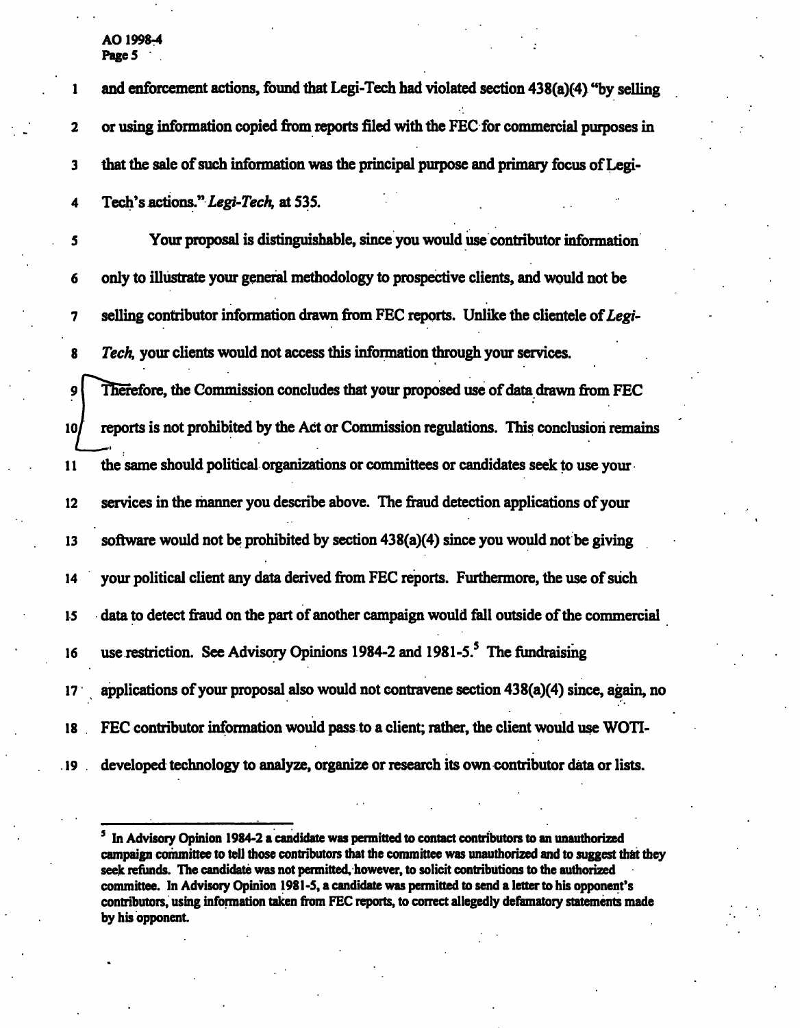and enforcement actions, found that Legi-Tech had violated section 438(a)(4) "by selling or using information copied from reports filed with the FEC for commercial purposes in that the sale of such information was the principal purpose and primary focus of Legi-Tech's actions." *Legi-Tech,* at 535.

Your proposal is distinguishable, since you would use contributor information only to illustrate your general methodology to prospective clients, and would not be selling contributor information drawn from FEC reports. Unlike the clientele of *Legi-Tech,* your clients would not access this information through your services.

Therefore, the Commission concludes that your proposed use of data drawn from FEC reports is not prohibited by the Act or Commission regulations. This conclusion remains the same should political organizations or committees or candidates seek to use your services in the manner you describe above. The fraud detection applications of your software would not be prohibited by section 438(a)(4) since you would not be giving your political client any data derived from FEC reports. Furthermore, the use of such data to detect fraud on the part of another campaign would fall outside of the commercial use restriction. See Advisory Opinions 1984-2 and 1981-5.[5] The fundraising applications of your proposal also would not contravene section 438(a)(4) since, again, no FEC contributor information would pass to a client; rather, the client would use WOTI-developed technology to analyze, organize or research its own contributor data or lists.

[5] In Advisory Opinion 1984-2 a candidate was permitted to contact contributors to an unauthorized campaign committee to tell those contributors that the committee was unauthorized and to suggest that they seek refunds. The candidate was not permitted, however, to solicit contributions to the authorized committee. In Advisory Opinion 1981-5, a candidate was permitted to send a letter to his opponent's contributors, using information taken from FEC reports, to correct allegedly defamatory statements made by his opponent.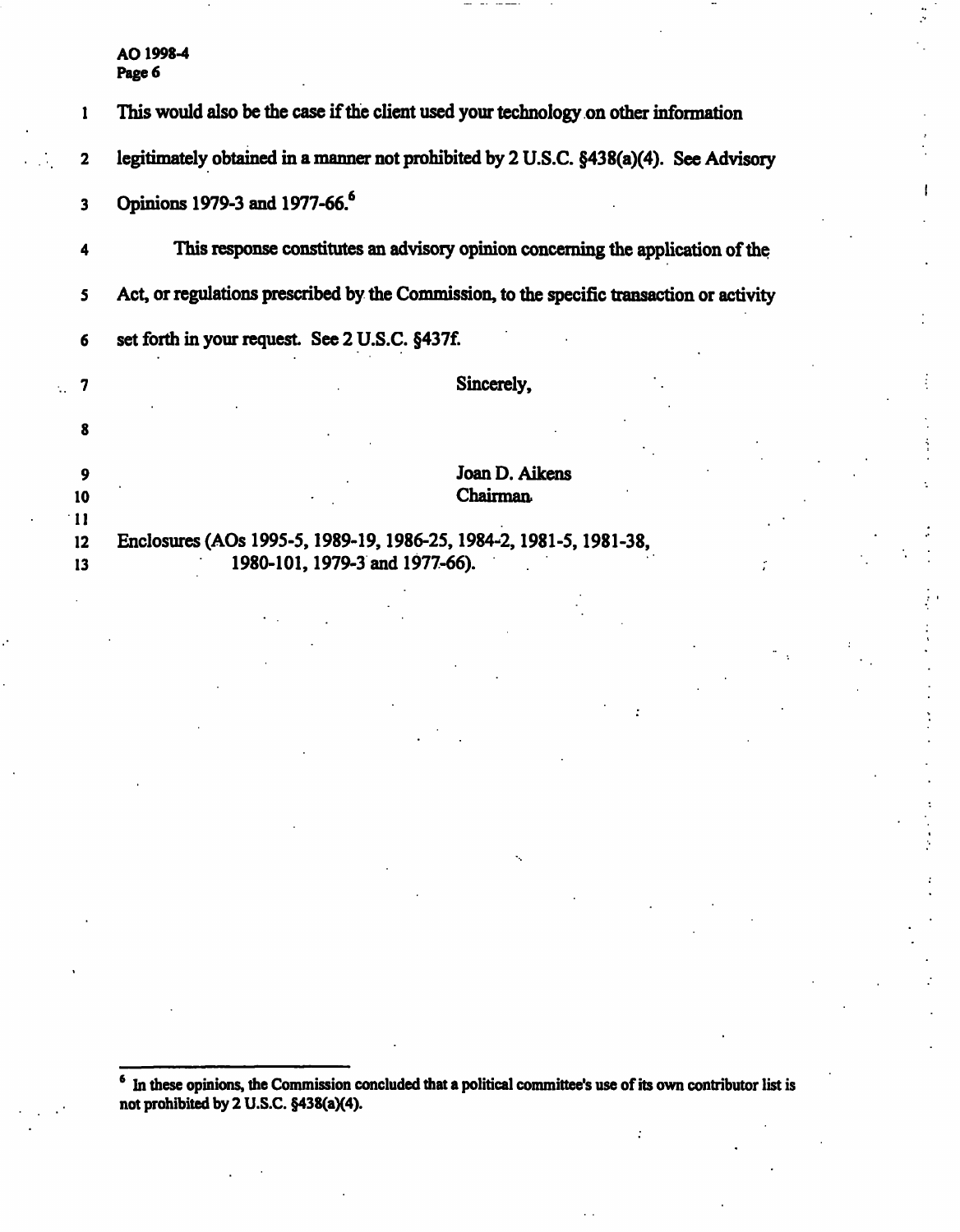This would also be the case if the client used your technology on other information legitimately obtained in a manner not prohibited by 2 U.S.C. §438(a)(4). See Advisory Opinions 1979-3 and 1977-66.[6]

This response constitutes an advisory opinion concerning the application of the Act, or regulations prescribed by the Commission, to the specific transaction or activity set forth in your request. See 2 U.S.C. §437f.

Sincerely,

Joan D. Aikens
Chairman

Enclosures (AOs 1995-5, 1989-19, 1986-25, 1984-2, 1981-5, 1981-38, 1980-101, 1979-3 and 1977-66).

[6] In these opinions, the Commission concluded that a political committee's use of its own contributor list is not prohibited by 2 U.S.C. §438(a)(4).